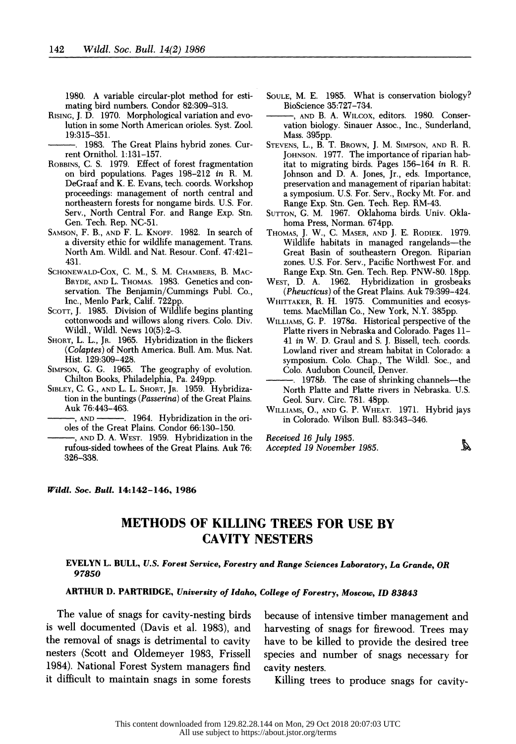1980. A variable circular-plot method for estimating bird numbers. Condor 82:309–313.

RISING, J. D. 1970. Morphological variation and evolution in some North American orioles. Syst. Zool. 19:315–351.

———. 1983. The Great Plains hybrid zones. Current Ornithol. 1:131–157.

ROBBINS, C. S. 1979. Effect of forest fragmentation on bird populations. Pages 198–212 *in* R. M. DeGraaf and K. E. Evans, tech. coords. Workshop proceedings: management of north central and northeastern forests for nongame birds. U.S. For. Serv., North Central For. and Range Exp. Stn. Gen. Tech. Rep. NC-51.

SAMSON, F. B., AND F. L. KNOPF. 1982. In search of a diversity ethic for wildlife management. Trans. North Am. Wildl. and Nat. Resour. Conf. 47:421–431.

SCHONEWALD-COX, C. M., S. M. CHAMBERS, B. MACBRYDE, AND L. THOMAS. 1983. Genetics and conservation. The Benjamin/Cummings Publ. Co., Inc., Menlo Park, Calif. 722pp.

SCOTT, J. 1985. Division of Wildlife begins planting cottonwoods and willows along rivers. Colo. Div. Wildl., Wildl. News 10(5):2–3.

SHORT, L. L., JR. 1965. Hybridization in the flickers (*Colaptes*) of North America. Bull. Am. Mus. Nat. Hist. 129:309–428.

SIMPSON, G. G. 1965. The geography of evolution. Chilton Books, Philadelphia, Pa. 249pp.

SIBLEY, C. G., AND L. L. SHORT, JR. 1959. Hybridization in the buntings (*Passerina*) of the Great Plains. Auk 76:443–463.

———, AND ———. 1964. Hybridization in the orioles of the Great Plains. Condor 66:130–150.

———, AND D. A. WEST. 1959. Hybridization in the rufous-sided towhees of the Great Plains. Auk 76: 326–338.

SOULE, M. E. 1985. What is conservation biology? BioScience 35:727–734.

———, AND B. A. WILCOX, editors. 1980. Conservation biology. Sinauer Assoc., Inc., Sunderland, Mass. 395pp.

STEVENS, L., B. T. BROWN, J. M. SIMPSON, AND R. R. JOHNSON. 1977. The importance of riparian habitat to migrating birds. Pages 156–164 *in* R. R. Johnson and D. A. Jones, Jr., eds. Importance, preservation and management of riparian habitat: a symposium. U.S. For. Serv., Rocky Mt. For. and Range Exp. Stn. Gen. Tech. Rep. RM-43.

SUTTON, G. M. 1967. Oklahoma birds. Univ. Oklahoma Press, Norman. 674pp.

THOMAS, J. W., C. MASER, AND J. E. RODIEK. 1979. Wildlife habitats in managed rangelands—the Great Basin of southeastern Oregon. Riparian zones. U.S. For. Serv., Pacific Northwest For. and Range Exp. Stn. Gen. Tech. Rep. PNW-80. 18pp.

WEST, D. A. 1962. Hybridization in grosbeaks (*Pheucticus*) of the Great Plains. Auk 79:399–424.

WHITTAKER, R. H. 1975. Communities and ecosystems. MacMillan Co., New York, N.Y. 385pp.

WILLIAMS, G. P. 1978*a*. Historical perspective of the Platte rivers in Nebraska and Colorado. Pages 11–41 *in* W. D. Graul and S. J. Bissell, tech. coords. Lowland river and stream habitat in Colorado: a symposium. Colo. Chap., The Wildl. Soc., and Colo. Audubon Council, Denver.

———. 1978*b*. The case of shrinking channels—the North Platte and Platte rivers in Nebraska. U.S. Geol. Surv. Circ. 781. 48pp.

WILLIAMS, O., AND G. P. WHEAT. 1971. Hybrid jays in Colorado. Wilson Bull. 83:343–346.

*Received 16 July 1985.*
*Accepted 19 November 1985.*

*Wildl. Soc. Bull.* **14:142–146, 1986**

# METHODS OF KILLING TREES FOR USE BY CAVITY NESTERS

**EVELYN L. BULL,** *U.S. Forest Service, Forestry and Range Sciences Laboratory, La Grande, OR 97850*

**ARTHUR D. PARTRIDGE,** *University of Idaho, College of Forestry, Moscow, ID 83843*

The value of snags for cavity-nesting birds is well documented (Davis et al. 1983), and the removal of snags is detrimental to cavity nesters (Scott and Oldemeyer 1983, Frissell 1984). National Forest System managers find it difficult to maintain snags in some forests because of intensive timber management and harvesting of snags for firewood. Trees may have to be killed to provide the desired tree species and number of snags necessary for cavity nesters.

Killing trees to produce snags for cavity-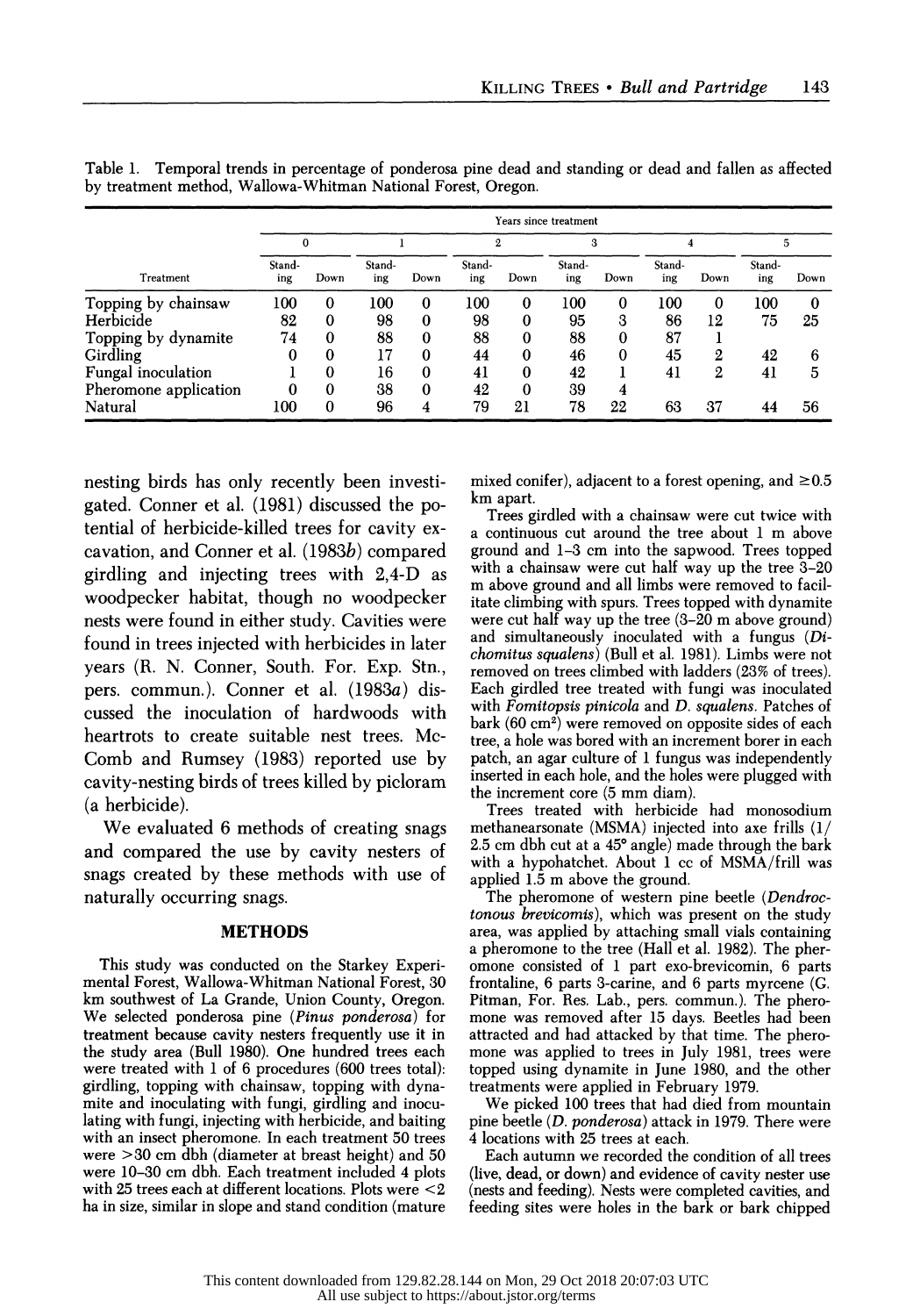Table 1. Temporal trends in percentage of ponderosa pine dead and standing or dead and fallen as affected by treatment method, Wallowa-Whitman National Forest, Oregon.

| | Years since treatment | | | | | | | | | | | |
|---|---|---|---|---|---|---|---|---|---|---|---|---|
| | 0 | | 1 | | 2 | | 3 | | 4 | | 5 | |
| Treatment | Standing | Down | Standing | Down | Standing | Down | Standing | Down | Standing | Down | Standing | Down |
| Topping by chainsaw | 100 | 0 | 100 | 0 | 100 | 0 | 100 | 0 | 100 | 0 | 100 | 0 |
| Herbicide | 82 | 0 | 98 | 0 | 98 | 0 | 95 | 3 | 86 | 12 | 75 | 25 |
| Topping by dynamite | 74 | 0 | 88 | 0 | 88 | 0 | 88 | 0 | 87 | 1 | | |
| Girdling | 0 | 0 | 17 | 0 | 44 | 0 | 46 | 0 | 45 | 2 | 42 | 6 |
| Fungal inoculation | 1 | 0 | 16 | 0 | 41 | 0 | 42 | 1 | 41 | 2 | 41 | 5 |
| Pheromone application | 0 | 0 | 38 | 0 | 42 | 0 | 39 | 4 | | | | |
| Natural | 100 | 0 | 96 | 4 | 79 | 21 | 78 | 22 | 63 | 37 | 44 | 56 |

nesting birds has only recently been investigated. Conner et al. (1981) discussed the potential of herbicide-killed trees for cavity excavation, and Conner et al. (1983*b*) compared girdling and injecting trees with 2,4-D as woodpecker habitat, though no woodpecker nests were found in either study. Cavities were found in trees injected with herbicides in later years (R. N. Conner, South. For. Exp. Stn., pers. commun.). Conner et al. (1983*a*) discussed the inoculation of hardwoods with heartrots to create suitable nest trees. McComb and Rumsey (1983) reported use by cavity-nesting birds of trees killed by picloram (a herbicide).

We evaluated 6 methods of creating snags and compared the use by cavity nesters of snags created by these methods with use of naturally occurring snags.

## METHODS

This study was conducted on the Starkey Experimental Forest, Wallowa-Whitman National Forest, 30 km southwest of La Grande, Union County, Oregon. We selected ponderosa pine (*Pinus ponderosa*) for treatment because cavity nesters frequently use it in the study area (Bull 1980). One hundred trees each were treated with 1 of 6 procedures (600 trees total): girdling, topping with chainsaw, topping with dynamite and inoculating with fungi, girdling and inoculating with fungi, injecting with herbicide, and baiting with an insect pheromone. In each treatment 50 trees were >30 cm dbh (diameter at breast height) and 50 were 10–30 cm dbh. Each treatment included 4 plots with 25 trees each at different locations. Plots were <2 ha in size, similar in slope and stand condition (mature mixed conifer), adjacent to a forest opening, and ≥0.5 km apart.

Trees girdled with a chainsaw were cut twice with a continuous cut around the tree about 1 m above ground and 1–3 cm into the sapwood. Trees topped with a chainsaw were cut half way up the tree 3–20 m above ground and all limbs were removed to facilitate climbing with spurs. Trees topped with dynamite were cut half way up the tree (3–20 m above ground) and simultaneously inoculated with a fungus (*Dichomitus squalens*) (Bull et al. 1981). Limbs were not removed on trees climbed with ladders (23% of trees). Each girdled tree treated with fungi was inoculated with *Fomitopsis pinicola* and *D. squalens*. Patches of bark (60 cm$^2$) were removed on opposite sides of each tree, a hole was bored with an increment borer in each patch, an agar culture of 1 fungus was independently inserted in each hole, and the holes were plugged with the increment core (5 mm diam).

Trees treated with herbicide had monosodium methanearsonate (MSMA) injected into axe frills (1/2.5 cm dbh cut at a 45° angle) made through the bark with a hypohatchet. About 1 cc of MSMA/frill was applied 1.5 m above the ground.

The pheromone of western pine beetle (*Dendroctonous brevicomis*), which was present on the study area, was applied by attaching small vials containing a pheromone to the tree (Hall et al. 1982). The pheromone consisted of 1 part exo-brevicomin, 6 parts frontaline, 6 parts 3-carine, and 6 parts myrcene (G. Pitman, For. Res. Lab., pers. commun.). The pheromone was removed after 15 days. Beetles had been attracted and had attacked by that time. The pheromone was applied to trees in July 1981, trees were topped using dynamite in June 1980, and the other treatments were applied in February 1979.

We picked 100 trees that had died from mountain pine beetle (*D. ponderosa*) attack in 1979. There were 4 locations with 25 trees at each.

Each autumn we recorded the condition of all trees (live, dead, or down) and evidence of cavity nester use (nests and feeding). Nests were completed cavities, and feeding sites were holes in the bark or bark chipped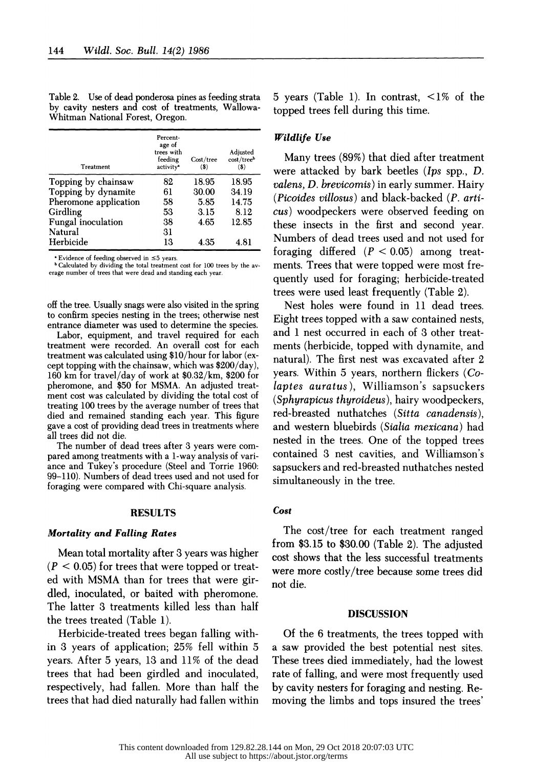Table 2. Use of dead ponderosa pines as feeding strata by cavity nesters and cost of treatments, Wallowa-Whitman National Forest, Oregon.

| Treatment | Percentage of trees with feeding activity[a] | Cost/tree ($) | Adjusted cost/tree[b] ($) |
|---|---|---|---|
| Topping by chainsaw | 82 | 18.95 | 18.95 |
| Topping by dynamite | 61 | 30.00 | 34.19 |
| Pheromone application | 58 | 5.85 | 14.75 |
| Girdling | 53 | 3.15 | 8.12 |
| Fungal inoculation | 38 | 4.65 | 12.85 |
| Natural | 31 | | |
| Herbicide | 13 | 4.35 | 4.81 |

[a] Evidence of feeding observed in ≤5 years.
[b] Calculated by dividing the total treatment cost for 100 trees by the average number of trees that were dead and standing each year.

off the tree. Usually snags were also visited in the spring to confirm species nesting in the trees; otherwise nest entrance diameter was used to determine the species.

Labor, equipment, and travel required for each treatment were recorded. An overall cost for each treatment was calculated using $10/hour for labor (except topping with the chainsaw, which was $200/day), 160 km for travel/day of work at $0.32/km, $200 for pheromone, and $50 for MSMA. An adjusted treatment cost was calculated by dividing the total cost of treating 100 trees by the average number of trees that died and remained standing each year. This figure gave a cost of providing dead trees in treatments where all trees did not die.

The number of dead trees after 3 years were compared among treatments with a 1-way analysis of variance and Tukey's procedure (Steel and Torrie 1960: 99–110). Numbers of dead trees used and not used for foraging were compared with Chi-square analysis.

## RESULTS

### *Mortality and Falling Rates*

Mean total mortality after 3 years was higher ($P < 0.05$) for trees that were topped or treated with MSMA than for trees that were girdled, inoculated, or baited with pheromone. The latter 3 treatments killed less than half the trees treated (Table 1).

Herbicide-treated trees began falling within 3 years of application; 25% fell within 5 years. After 5 years, 13 and 11% of the dead trees that had been girdled and inoculated, respectively, had fallen. More than half the trees that had died naturally had fallen within 5 years (Table 1). In contrast, <1% of the topped trees fell during this time.

### *Wildlife Use*

Many trees (89%) that died after treatment were attacked by bark beetles (*Ips* spp., *D. valens*, *D. brevicomis*) in early summer. Hairy (*Picoides villosus*) and black-backed (*P. arcticus*) woodpeckers were observed feeding on these insects in the first and second year. Numbers of dead trees used and not used for foraging differed ($P < 0.05$) among treatments. Trees that were topped were most frequently used for foraging; herbicide-treated trees were used least frequently (Table 2).

Nest holes were found in 11 dead trees. Eight trees topped with a saw contained nests, and 1 nest occurred in each of 3 other treatments (herbicide, topped with dynamite, and natural). The first nest was excavated after 2 years. Within 5 years, northern flickers (*Colaptes auratus*), Williamson's sapsuckers (*Sphyrapicus thyroideus*), hairy woodpeckers, red-breasted nuthatches (*Sitta canadensis*), and western bluebirds (*Sialia mexicana*) had nested in the trees. One of the topped trees contained 3 nest cavities, and Williamson's sapsuckers and red-breasted nuthatches nested simultaneously in the tree.

### *Cost*

The cost/tree for each treatment ranged from $3.15 to $30.00 (Table 2). The adjusted cost shows that the less successful treatments were more costly/tree because some trees did not die.

## DISCUSSION

Of the 6 treatments, the trees topped with a saw provided the best potential nest sites. These trees died immediately, had the lowest rate of falling, and were most frequently used by cavity nesters for foraging and nesting. Removing the limbs and tops insured the trees'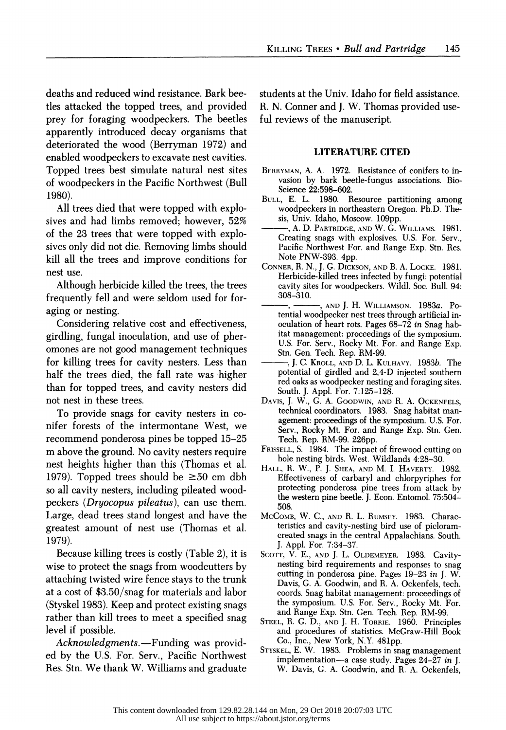deaths and reduced wind resistance. Bark beetles attacked the topped trees, and provided prey for foraging woodpeckers. The beetles apparently introduced decay organisms that deteriorated the wood (Berryman 1972) and enabled woodpeckers to excavate nest cavities. Topped trees best simulate natural nest sites of woodpeckers in the Pacific Northwest (Bull 1980).

All trees died that were topped with explosives and had limbs removed; however, 52% of the 23 trees that were topped with explosives only did not die. Removing limbs should kill all the trees and improve conditions for nest use.

Although herbicide killed the trees, the trees frequently fell and were seldom used for foraging or nesting.

Considering relative cost and effectiveness, girdling, fungal inoculation, and use of pheromones are not good management techniques for killing trees for cavity nesters. Less than half the trees died, the fall rate was higher than for topped trees, and cavity nesters did not nest in these trees.

To provide snags for cavity nesters in conifer forests of the intermontane West, we recommend ponderosa pines be topped 15–25 m above the ground. No cavity nesters require nest heights higher than this (Thomas et al. 1979). Topped trees should be ≥50 cm dbh so all cavity nesters, including pileated woodpeckers (*Dryocopus pileatus*), can use them. Large, dead trees stand longest and have the greatest amount of nest use (Thomas et al. 1979).

Because killing trees is costly (Table 2), it is wise to protect the snags from woodcutters by attaching twisted wire fence stays to the trunk at a cost of $3.50/snag for materials and labor (Styskel 1983). Keep and protect existing snags rather than kill trees to meet a specified snag level if possible.

*Acknowledgments.*—Funding was provided by the U.S. For. Serv., Pacific Northwest Res. Stn. We thank W. Williams and graduate students at the Univ. Idaho for field assistance. R. N. Conner and J. W. Thomas provided useful reviews of the manuscript.

## LITERATURE CITED

Berryman, A. A. 1972. Resistance of conifers to invasion by bark beetle-fungus associations. BioScience 22:598–602.

Bull, E. L. 1980. Resource partitioning among woodpeckers in northeastern Oregon. Ph.D. Thesis, Univ. Idaho, Moscow. 109pp.

———, A. D. Partridge, and W. G. Williams. 1981. Creating snags with explosives. U.S. For. Serv., Pacific Northwest For. and Range Exp. Stn. Res. Note PNW-393. 4pp.

Conner, R. N., J. G. Dickson, and B. A. Locke. 1981. Herbicide-killed trees infected by fungi: potential cavity sites for woodpeckers. Wildl. Soc. Bull. 94: 308–310.

———, ———, and J. H. Williamson. 1983*a*. Potential woodpecker nest trees through artificial inoculation of heart rots. Pages 68–72 *in* Snag habitat management: proceedings of the symposium. U.S. For. Serv., Rocky Mt. For. and Range Exp. Stn. Gen. Tech. Rep. RM-99.

———, J. C. Kroll, and D. L. Kulhavy. 1983*b*. The potential of girdled and 2,4-D injected southern red oaks as woodpecker nesting and foraging sites. South. J. Appl. For. 7:125–128.

Davis, J. W., G. A. Goodwin, and R. A. Ockenfels, technical coordinators. 1983. Snag habitat management: proceedings of the symposium. U.S. For. Serv., Rocky Mt. For. and Range Exp. Stn. Gen. Tech. Rep. RM-99. 226pp.

Frissell, S. 1984. The impact of firewood cutting on hole nesting birds. West. Wildlands 4:28–30.

Hall, R. W., P. J. Shea, and M. I. Haverty. 1982. Effectiveness of carbaryl and chlorpyriphes for protecting ponderosa pine trees from attack by the western pine beetle. J. Econ. Entomol. 75:504–508.

McComb, W. C., and R. L. Rumsey. 1983. Characteristics and cavity-nesting bird use of picloram-created snags in the central Appalachians. South. J. Appl. For. 7:34–37.

Scott, V. E., and J. L. Oldemeyer. 1983. Cavity-nesting bird requirements and responses to snag cutting in ponderosa pine. Pages 19–23 *in* J. W. Davis, G. A. Goodwin, and R. A. Ockenfels, tech. coords. Snag habitat management: proceedings of the symposium. U.S. For. Serv., Rocky Mt. For. and Range Exp. Stn. Gen. Tech. Rep. RM-99.

Steel, R. G. D., and J. H. Torrie. 1960. Principles and procedures of statistics. McGraw-Hill Book Co., Inc., New York, N.Y. 481pp.

Styskel, E. W. 1983. Problems in snag management implementation—a case study. Pages 24–27 *in* J. W. Davis, G. A. Goodwin, and R. A. Ockenfels,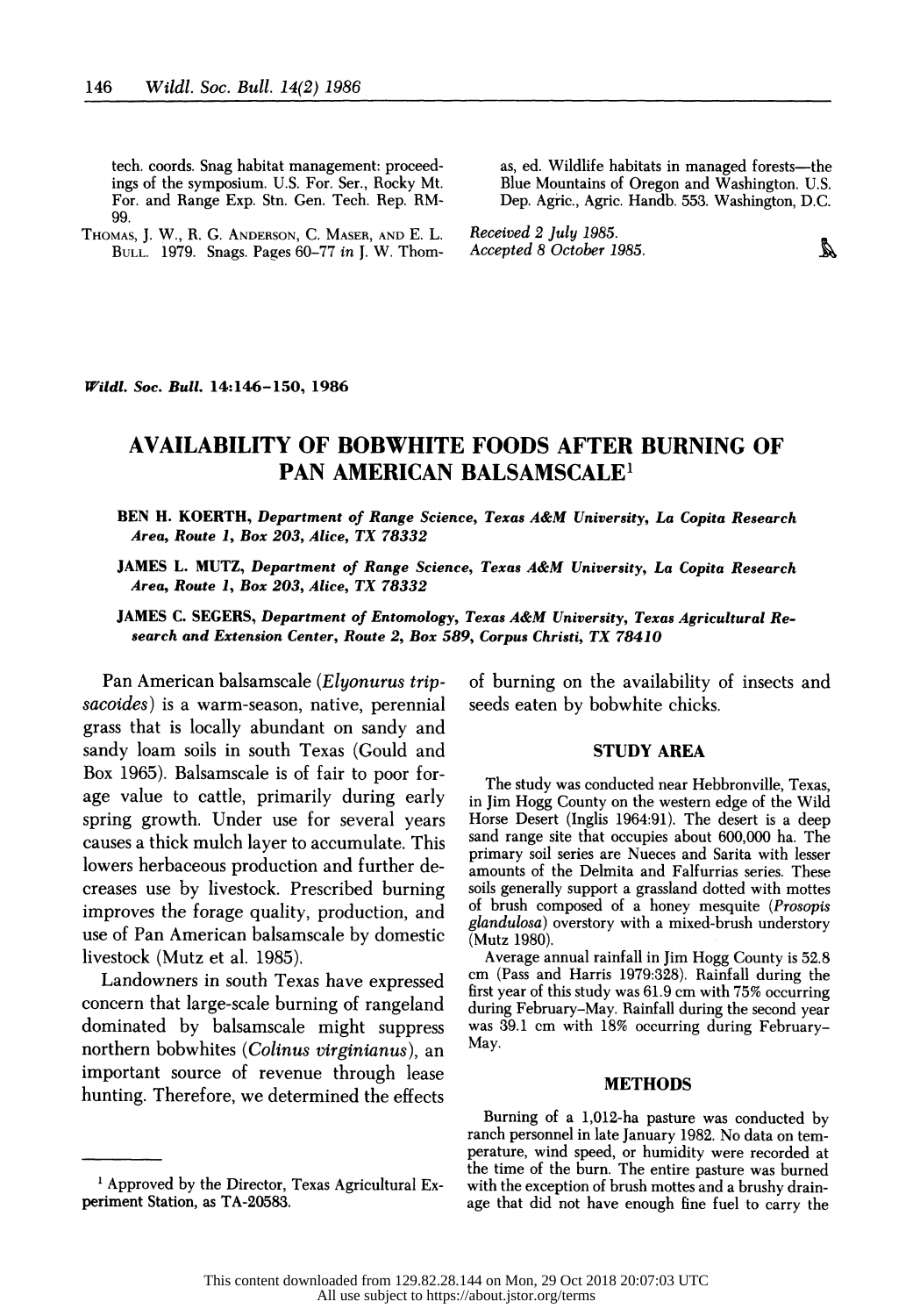tech. coords. Snag habitat management: proceedings of the symposium. U.S. For. Ser., Rocky Mt. For. and Range Exp. Stn. Gen. Tech. Rep. RM-99.

THOMAS, J. W., R. G. ANDERSON, C. MASER, AND E. L. BULL. 1979. Snags. Pages 60–77 *in* J. W. Thomas, ed. Wildlife habitats in managed forests—the Blue Mountains of Oregon and Washington. U.S. Dep. Agric., Agric. Handb. 553. Washington, D.C.

*Received 2 July 1985.*
*Accepted 8 October 1985.*

*Wildl. Soc. Bull.* **14:146–150, 1986**

# AVAILABILITY OF BOBWHITE FOODS AFTER BURNING OF PAN AMERICAN BALSAMSCALE[1]

**BEN H. KOERTH,** *Department of Range Science, Texas A&M University, La Copita Research Area, Route 1, Box 203, Alice, TX 78332*

**JAMES L. MUTZ,** *Department of Range Science, Texas A&M University, La Copita Research Area, Route 1, Box 203, Alice, TX 78332*

**JAMES C. SEGERS,** *Department of Entomology, Texas A&M University, Texas Agricultural Research and Extension Center, Route 2, Box 589, Corpus Christi, TX 78410*

Pan American balsamscale (*Elyonurus tripsacoides*) is a warm-season, native, perennial grass that is locally abundant on sandy and sandy loam soils in south Texas (Gould and Box 1965). Balsamscale is of fair to poor forage value to cattle, primarily during early spring growth. Under use for several years causes a thick mulch layer to accumulate. This lowers herbaceous production and further decreases use by livestock. Prescribed burning improves the forage quality, production, and use of Pan American balsamscale by domestic livestock (Mutz et al. 1985).

Landowners in south Texas have expressed concern that large-scale burning of rangeland dominated by balsamscale might suppress northern bobwhites (*Colinus virginianus*), an important source of revenue through lease hunting. Therefore, we determined the effects of burning on the availability of insects and seeds eaten by bobwhite chicks.

## STUDY AREA

The study was conducted near Hebbronville, Texas, in Jim Hogg County on the western edge of the Wild Horse Desert (Inglis 1964:91). The desert is a deep sand range site that occupies about 600,000 ha. The primary soil series are Nueces and Sarita with lesser amounts of the Delmita and Falfurrias series. These soils generally support a grassland dotted with mottes of brush composed of a honey mesquite (*Prosopis glandulosa*) overstory with a mixed-brush understory (Mutz 1980).

Average annual rainfall in Jim Hogg County is 52.8 cm (Pass and Harris 1979:328). Rainfall during the first year of this study was 61.9 cm with 75% occurring during February–May. Rainfall during the second year was 39.1 cm with 18% occurring during February–May.

## METHODS

Burning of a 1,012-ha pasture was conducted by ranch personnel in late January 1982. No data on temperature, wind speed, or humidity were recorded at the time of the burn. The entire pasture was burned with the exception of brush mottes and a brushy drainage that did not have enough fine fuel to carry the

[1] Approved by the Director, Texas Agricultural Experiment Station, as TA-20583.